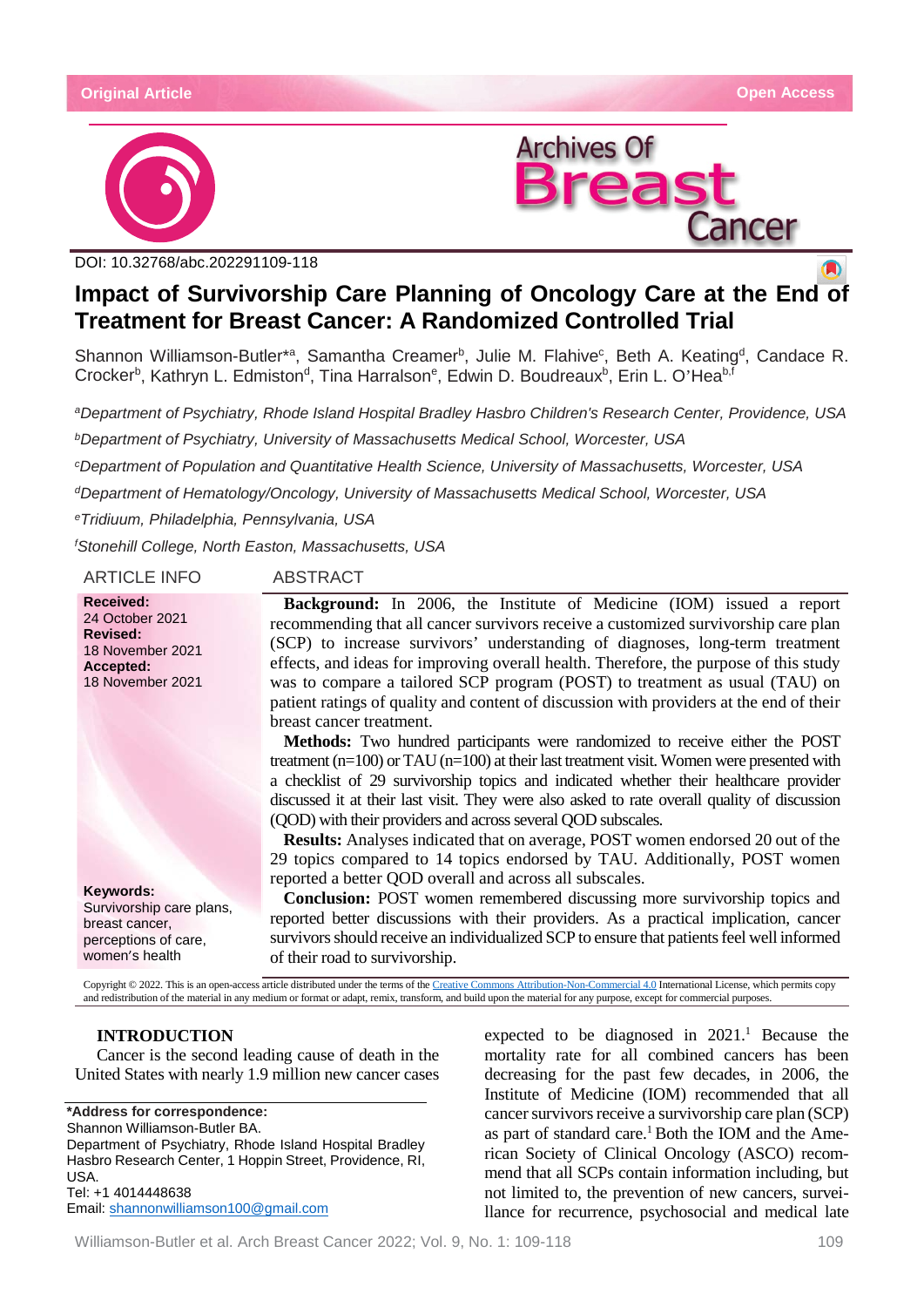Original Article

Open Access

DOI: 10.32768/abc.202291109-118

# Impact of Survivorship Care Planning of Oncology Care at the End of Treatment for Breast Cancer: A Randomized Controlled Trial

Shannon Williamson-Butler*[a], Samantha Creamer[b], Julie M. Flahive[c], Beth A. Keating[d], Candace R. Crocker[b], Kathryn L. Edmiston[d], Tina Harralson[e], Edwin D. Boudreaux[b], Erin L. O'Hea[b,f]

[a]*Department of Psychiatry, Rhode Island Hospital Bradley Hasbro Children's Research Center, Providence, USA*

[b]*Department of Psychiatry, University of Massachusetts Medical School, Worcester, USA*

[c]*Department of Population and Quantitative Health Science, University of Massachusetts, Worcester, USA*

[d]*Department of Hematology/Oncology, University of Massachusetts Medical School, Worcester, USA*

[e]*Tridiuum, Philadelphia, Pennsylvania, USA*

[f]*Stonehill College, North Easton, Massachusetts, USA*

## ARTICLE INFO

**Received:**
24 October 2021
**Revised:**
18 November 2021
**Accepted:**
18 November 2021

**Keywords:**
Survivorship care plans, breast cancer, perceptions of care, women's health

## ABSTRACT

**Background:** In 2006, the Institute of Medicine (IOM) issued a report recommending that all cancer survivors receive a customized survivorship care plan (SCP) to increase survivors' understanding of diagnoses, long-term treatment effects, and ideas for improving overall health. Therefore, the purpose of this study was to compare a tailored SCP program (POST) to treatment as usual (TAU) on patient ratings of quality and content of discussion with providers at the end of their breast cancer treatment.

**Methods:** Two hundred participants were randomized to receive either the POST treatment (n=100) or TAU (n=100) at their last treatment visit. Women were presented with a checklist of 29 survivorship topics and indicated whether their healthcare provider discussed it at their last visit. They were also asked to rate overall quality of discussion (QOD) with their providers and across several QOD subscales.

**Results:** Analyses indicated that on average, POST women endorsed 20 out of the 29 topics compared to 14 topics endorsed by TAU. Additionally, POST women reported a better QOD overall and across all subscales.

**Conclusion:** POST women remembered discussing more survivorship topics and reported better discussions with their providers. As a practical implication, cancer survivors should receive an individualized SCP to ensure that patients feel well informed of their road to survivorship.

Copyright © 2022. This is an open-access article distributed under the terms of the Creative Commons Attribution-Non-Commercial 4.0 International License, which permits copy and redistribution of the material in any medium or format or adapt, remix, transform, and build upon the material for any purpose, except for commercial purposes.

## INTRODUCTION

Cancer is the second leading cause of death in the United States with nearly 1.9 million new cancer cases expected to be diagnosed in 2021.[1] Because the mortality rate for all combined cancers has been decreasing for the past few decades, in 2006, the Institute of Medicine (IOM) recommended that all cancer survivors receive a survivorship care plan (SCP) as part of standard care.[1] Both the IOM and the American Society of Clinical Oncology (ASCO) recommend that all SCPs contain information including, but not limited to, the prevention of new cancers, surveillance for recurrence, psychosocial and medical late

**\*Address for correspondence:**
Shannon Williamson-Butler BA.
Department of Psychiatry, Rhode Island Hospital Bradley Hasbro Research Center, 1 Hoppin Street, Providence, RI, USA.
Tel: +1 4014448638
Email: shannonwilliamson100@gmail.com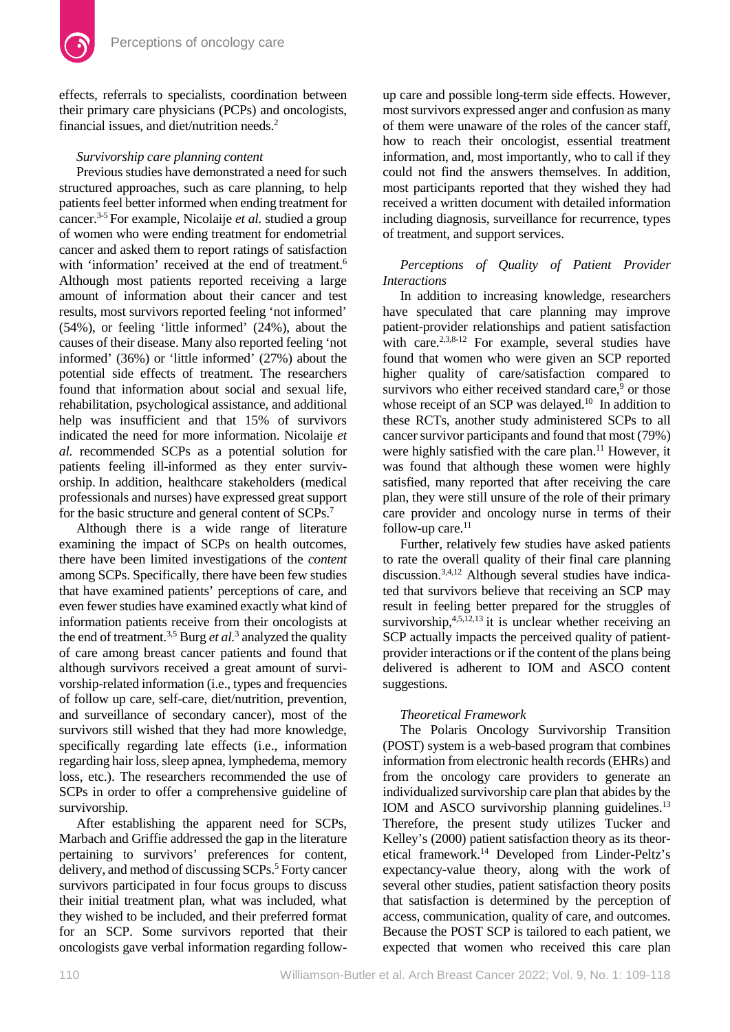effects, referrals to specialists, coordination between their primary care physicians (PCPs) and oncologists, financial issues, and diet/nutrition needs.[2]

*Survivorship care planning content*

Previous studies have demonstrated a need for such structured approaches, such as care planning, to help patients feel better informed when ending treatment for cancer.[3-5] For example, Nicolaije *et al.* studied a group of women who were ending treatment for endometrial cancer and asked them to report ratings of satisfaction with 'information' received at the end of treatment.[6] Although most patients reported receiving a large amount of information about their cancer and test results, most survivors reported feeling 'not informed' (54%), or feeling 'little informed' (24%), about the causes of their disease. Many also reported feeling 'not informed' (36%) or 'little informed' (27%) about the potential side effects of treatment. The researchers found that information about social and sexual life, rehabilitation, psychological assistance, and additional help was insufficient and that 15% of survivors indicated the need for more information. Nicolaije *et al.* recommended SCPs as a potential solution for patients feeling ill-informed as they enter survivorship. In addition, healthcare stakeholders (medical professionals and nurses) have expressed great support for the basic structure and general content of SCPs.[7]

Although there is a wide range of literature examining the impact of SCPs on health outcomes, there have been limited investigations of the *content* among SCPs. Specifically, there have been few studies that have examined patients' perceptions of care, and even fewer studies have examined exactly what kind of information patients receive from their oncologists at the end of treatment.[3,5] Burg *et al.*[3] analyzed the quality of care among breast cancer patients and found that although survivors received a great amount of survivorship-related information (i.e., types and frequencies of follow up care, self-care, diet/nutrition, prevention, and surveillance of secondary cancer), most of the survivors still wished that they had more knowledge, specifically regarding late effects (i.e., information regarding hair loss, sleep apnea, lymphedema, memory loss, etc.). The researchers recommended the use of SCPs in order to offer a comprehensive guideline of survivorship.

After establishing the apparent need for SCPs, Marbach and Griffie addressed the gap in the literature pertaining to survivors' preferences for content, delivery, and method of discussing SCPs.[5] Forty cancer survivors participated in four focus groups to discuss their initial treatment plan, what was included, what they wished to be included, and their preferred format for an SCP. Some survivors reported that their oncologists gave verbal information regarding follow-up care and possible long-term side effects. However, most survivors expressed anger and confusion as many of them were unaware of the roles of the cancer staff, how to reach their oncologist, essential treatment information, and, most importantly, who to call if they could not find the answers themselves. In addition, most participants reported that they wished they had received a written document with detailed information including diagnosis, surveillance for recurrence, types of treatment, and support services.

*Perceptions of Quality of Patient Provider Interactions*

In addition to increasing knowledge, researchers have speculated that care planning may improve patient-provider relationships and patient satisfaction with care.[2,3,8-12] For example, several studies have found that women who were given an SCP reported higher quality of care/satisfaction compared to survivors who either received standard care,[9] or those whose receipt of an SCP was delayed.[10] In addition to these RCTs, another study administered SCPs to all cancer survivor participants and found that most (79%) were highly satisfied with the care plan.[11] However, it was found that although these women were highly satisfied, many reported that after receiving the care plan, they were still unsure of the role of their primary care provider and oncology nurse in terms of their follow-up care.[11]

Further, relatively few studies have asked patients to rate the overall quality of their final care planning discussion.[3,4,12] Although several studies have indicated that survivors believe that receiving an SCP may result in feeling better prepared for the struggles of survivorship,[4,5,12,13] it is unclear whether receiving an SCP actually impacts the perceived quality of patient-provider interactions or if the content of the plans being delivered is adherent to IOM and ASCO content suggestions.

*Theoretical Framework*

The Polaris Oncology Survivorship Transition (POST) system is a web-based program that combines information from electronic health records (EHRs) and from the oncology care providers to generate an individualized survivorship care plan that abides by the IOM and ASCO survivorship planning guidelines.[13] Therefore, the present study utilizes Tucker and Kelley's (2000) patient satisfaction theory as its theoretical framework.[14] Developed from Linder-Peltz's expectancy-value theory, along with the work of several other studies, patient satisfaction theory posits that satisfaction is determined by the perception of access, communication, quality of care, and outcomes. Because the POST SCP is tailored to each patient, we expected that women who received this care plan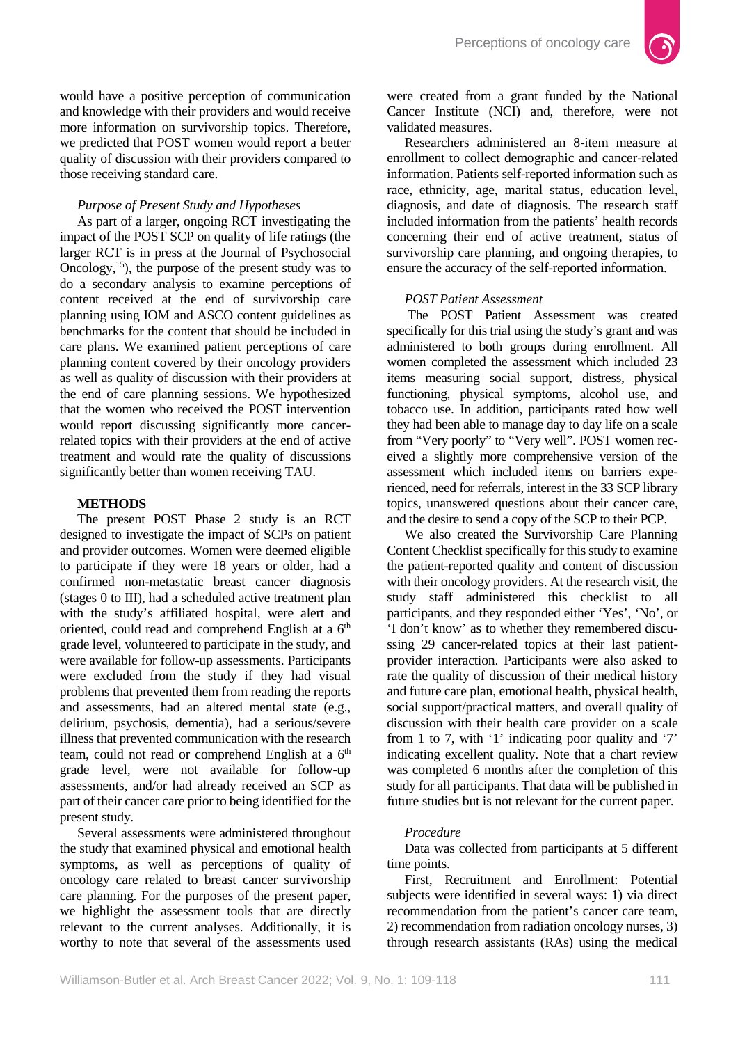would have a positive perception of communication and knowledge with their providers and would receive more information on survivorship topics. Therefore, we predicted that POST women would report a better quality of discussion with their providers compared to those receiving standard care.

*Purpose of Present Study and Hypotheses*

As part of a larger, ongoing RCT investigating the impact of the POST SCP on quality of life ratings (the larger RCT is in press at the Journal of Psychosocial Oncology,[15]), the purpose of the present study was to do a secondary analysis to examine perceptions of content received at the end of survivorship care planning using IOM and ASCO content guidelines as benchmarks for the content that should be included in care plans. We examined patient perceptions of care planning content covered by their oncology providers as well as quality of discussion with their providers at the end of care planning sessions. We hypothesized that the women who received the POST intervention would report discussing significantly more cancer-related topics with their providers at the end of active treatment and would rate the quality of discussions significantly better than women receiving TAU.

## METHODS

The present POST Phase 2 study is an RCT designed to investigate the impact of SCPs on patient and provider outcomes. Women were deemed eligible to participate if they were 18 years or older, had a confirmed non-metastatic breast cancer diagnosis (stages 0 to III), had a scheduled active treatment plan with the study's affiliated hospital, were alert and oriented, could read and comprehend English at a 6th grade level, volunteered to participate in the study, and were available for follow-up assessments. Participants were excluded from the study if they had visual problems that prevented them from reading the reports and assessments, had an altered mental state (e.g., delirium, psychosis, dementia), had a serious/severe illness that prevented communication with the research team, could not read or comprehend English at a 6th grade level, were not available for follow-up assessments, and/or had already received an SCP as part of their cancer care prior to being identified for the present study.

Several assessments were administered throughout the study that examined physical and emotional health symptoms, as well as perceptions of quality of oncology care related to breast cancer survivorship care planning. For the purposes of the present paper, we highlight the assessment tools that are directly relevant to the current analyses. Additionally, it is worthy to note that several of the assessments used were created from a grant funded by the National Cancer Institute (NCI) and, therefore, were not validated measures.

Researchers administered an 8-item measure at enrollment to collect demographic and cancer-related information. Patients self-reported information such as race, ethnicity, age, marital status, education level, diagnosis, and date of diagnosis. The research staff included information from the patients' health records concerning their end of active treatment, status of survivorship care planning, and ongoing therapies, to ensure the accuracy of the self-reported information.

*POST Patient Assessment*

The POST Patient Assessment was created specifically for this trial using the study's grant and was administered to both groups during enrollment. All women completed the assessment which included 23 items measuring social support, distress, physical functioning, physical symptoms, alcohol use, and tobacco use. In addition, participants rated how well they had been able to manage day to day life on a scale from "Very poorly" to "Very well". POST women received a slightly more comprehensive version of the assessment which included items on barriers experienced, need for referrals, interest in the 33 SCP library topics, unanswered questions about their cancer care, and the desire to send a copy of the SCP to their PCP.

We also created the Survivorship Care Planning Content Checklist specifically for this study to examine the patient-reported quality and content of discussion with their oncology providers. At the research visit, the study staff administered this checklist to all participants, and they responded either 'Yes', 'No', or 'I don't know' as to whether they remembered discussing 29 cancer-related topics at their last patient-provider interaction. Participants were also asked to rate the quality of discussion of their medical history and future care plan, emotional health, physical health, social support/practical matters, and overall quality of discussion with their health care provider on a scale from 1 to 7, with '1' indicating poor quality and '7' indicating excellent quality. Note that a chart review was completed 6 months after the completion of this study for all participants. That data will be published in future studies but is not relevant for the current paper.

*Procedure*

Data was collected from participants at 5 different time points.

First, Recruitment and Enrollment: Potential subjects were identified in several ways: 1) via direct recommendation from the patient's cancer care team, 2) recommendation from radiation oncology nurses, 3) through research assistants (RAs) using the medical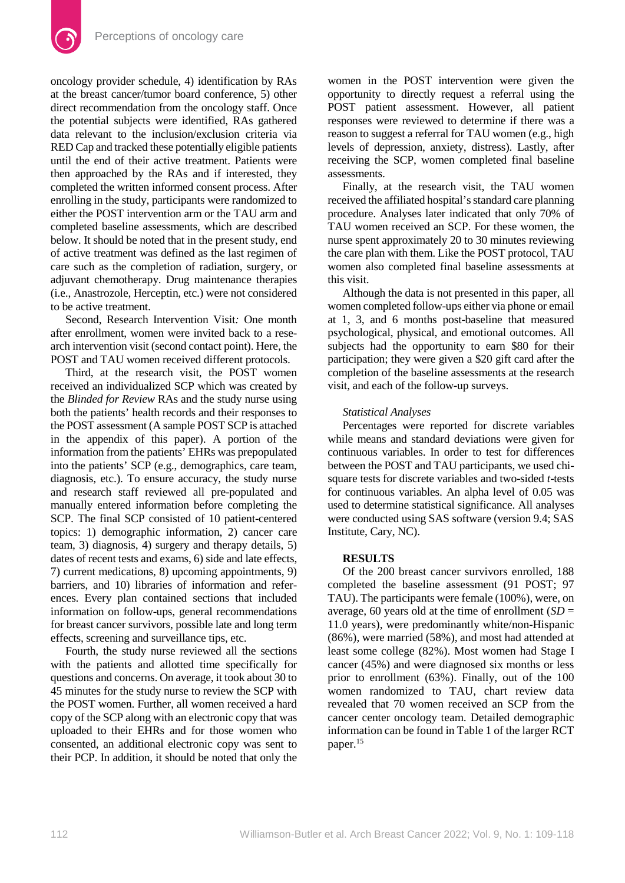oncology provider schedule, 4) identification by RAs at the breast cancer/tumor board conference, 5) other direct recommendation from the oncology staff. Once the potential subjects were identified, RAs gathered data relevant to the inclusion/exclusion criteria via RED Cap and tracked these potentially eligible patients until the end of their active treatment. Patients were then approached by the RAs and if interested, they completed the written informed consent process. After enrolling in the study, participants were randomized to either the POST intervention arm or the TAU arm and completed baseline assessments, which are described below. It should be noted that in the present study, end of active treatment was defined as the last regimen of care such as the completion of radiation, surgery, or adjuvant chemotherapy. Drug maintenance therapies (i.e., Anastrozole, Herceptin, etc.) were not considered to be active treatment.

Second, Research Intervention Visit*:* One month after enrollment, women were invited back to a research intervention visit (second contact point). Here, the POST and TAU women received different protocols.

Third, at the research visit, the POST women received an individualized SCP which was created by the *Blinded for Review* RAs and the study nurse using both the patients' health records and their responses to the POST assessment (A sample POST SCP is attached in the appendix of this paper). A portion of the information from the patients' EHRs was prepopulated into the patients' SCP (e.g., demographics, care team, diagnosis, etc.). To ensure accuracy, the study nurse and research staff reviewed all pre-populated and manually entered information before completing the SCP. The final SCP consisted of 10 patient-centered topics: 1) demographic information, 2) cancer care team, 3) diagnosis, 4) surgery and therapy details, 5) dates of recent tests and exams, 6) side and late effects, 7) current medications, 8) upcoming appointments, 9) barriers, and 10) libraries of information and references. Every plan contained sections that included information on follow-ups, general recommendations for breast cancer survivors, possible late and long term effects, screening and surveillance tips, etc.

Fourth, the study nurse reviewed all the sections with the patients and allotted time specifically for questions and concerns. On average, it took about 30 to 45 minutes for the study nurse to review the SCP with the POST women. Further, all women received a hard copy of the SCP along with an electronic copy that was uploaded to their EHRs and for those women who consented, an additional electronic copy was sent to their PCP. In addition, it should be noted that only the women in the POST intervention were given the opportunity to directly request a referral using the POST patient assessment. However, all patient responses were reviewed to determine if there was a reason to suggest a referral for TAU women (e.g., high levels of depression, anxiety, distress). Lastly, after receiving the SCP, women completed final baseline assessments.

Finally, at the research visit, the TAU women received the affiliated hospital's standard care planning procedure. Analyses later indicated that only 70% of TAU women received an SCP. For these women, the nurse spent approximately 20 to 30 minutes reviewing the care plan with them. Like the POST protocol, TAU women also completed final baseline assessments at this visit.

Although the data is not presented in this paper, all women completed follow-ups either via phone or email at 1, 3, and 6 months post-baseline that measured psychological, physical, and emotional outcomes. All subjects had the opportunity to earn $80 for their participation; they were given a $20 gift card after the completion of the baseline assessments at the research visit, and each of the follow-up surveys.

*Statistical Analyses*

Percentages were reported for discrete variables while means and standard deviations were given for continuous variables. In order to test for differences between the POST and TAU participants, we used chi-square tests for discrete variables and two-sided *t*-tests for continuous variables. An alpha level of 0.05 was used to determine statistical significance. All analyses were conducted using SAS software (version 9.4; SAS Institute, Cary, NC).

## RESULTS

Of the 200 breast cancer survivors enrolled, 188 completed the baseline assessment (91 POST; 97 TAU). The participants were female (100%), were, on average, 60 years old at the time of enrollment (*SD* = 11.0 years), were predominantly white/non-Hispanic (86%), were married (58%), and most had attended at least some college (82%). Most women had Stage I cancer (45%) and were diagnosed six months or less prior to enrollment (63%). Finally, out of the 100 women randomized to TAU, chart review data revealed that 70 women received an SCP from the cancer center oncology team. Detailed demographic information can be found in Table 1 of the larger RCT paper.[15]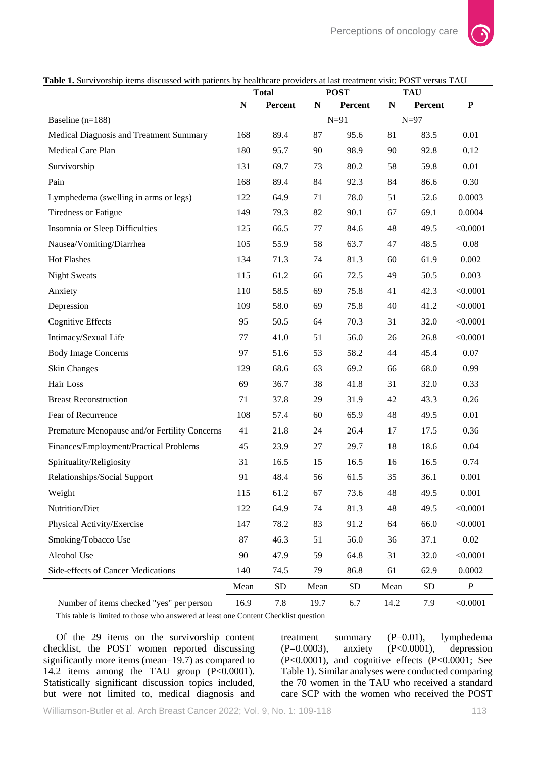**Table 1.** Survivorship items discussed with patients by healthcare providers at last treatment visit: POST versus TAU

| | Total | | POST | | TAU | | |
|---|---|---|---|---|---|---|---|
| | N | Percent | N | Percent | N | Percent | P |
| Baseline (n=188) | | | N=91 | | N=97 | | |
| Medical Diagnosis and Treatment Summary | 168 | 89.4 | 87 | 95.6 | 81 | 83.5 | 0.01 |
| Medical Care Plan | 180 | 95.7 | 90 | 98.9 | 90 | 92.8 | 0.12 |
| Survivorship | 131 | 69.7 | 73 | 80.2 | 58 | 59.8 | 0.01 |
| Pain | 168 | 89.4 | 84 | 92.3 | 84 | 86.6 | 0.30 |
| Lymphedema (swelling in arms or legs) | 122 | 64.9 | 71 | 78.0 | 51 | 52.6 | 0.0003 |
| Tiredness or Fatigue | 149 | 79.3 | 82 | 90.1 | 67 | 69.1 | 0.0004 |
| Insomnia or Sleep Difficulties | 125 | 66.5 | 77 | 84.6 | 48 | 49.5 | <0.0001 |
| Nausea/Vomiting/Diarrhea | 105 | 55.9 | 58 | 63.7 | 47 | 48.5 | 0.08 |
| Hot Flashes | 134 | 71.3 | 74 | 81.3 | 60 | 61.9 | 0.002 |
| Night Sweats | 115 | 61.2 | 66 | 72.5 | 49 | 50.5 | 0.003 |
| Anxiety | 110 | 58.5 | 69 | 75.8 | 41 | 42.3 | <0.0001 |
| Depression | 109 | 58.0 | 69 | 75.8 | 40 | 41.2 | <0.0001 |
| Cognitive Effects | 95 | 50.5 | 64 | 70.3 | 31 | 32.0 | <0.0001 |
| Intimacy/Sexual Life | 77 | 41.0 | 51 | 56.0 | 26 | 26.8 | <0.0001 |
| Body Image Concerns | 97 | 51.6 | 53 | 58.2 | 44 | 45.4 | 0.07 |
| Skin Changes | 129 | 68.6 | 63 | 69.2 | 66 | 68.0 | 0.99 |
| Hair Loss | 69 | 36.7 | 38 | 41.8 | 31 | 32.0 | 0.33 |
| Breast Reconstruction | 71 | 37.8 | 29 | 31.9 | 42 | 43.3 | 0.26 |
| Fear of Recurrence | 108 | 57.4 | 60 | 65.9 | 48 | 49.5 | 0.01 |
| Premature Menopause and/or Fertility Concerns | 41 | 21.8 | 24 | 26.4 | 17 | 17.5 | 0.36 |
| Finances/Employment/Practical Problems | 45 | 23.9 | 27 | 29.7 | 18 | 18.6 | 0.04 |
| Spirituality/Religiosity | 31 | 16.5 | 15 | 16.5 | 16 | 16.5 | 0.74 |
| Relationships/Social Support | 91 | 48.4 | 56 | 61.5 | 35 | 36.1 | 0.001 |
| Weight | 115 | 61.2 | 67 | 73.6 | 48 | 49.5 | 0.001 |
| Nutrition/Diet | 122 | 64.9 | 74 | 81.3 | 48 | 49.5 | <0.0001 |
| Physical Activity/Exercise | 147 | 78.2 | 83 | 91.2 | 64 | 66.0 | <0.0001 |
| Smoking/Tobacco Use | 87 | 46.3 | 51 | 56.0 | 36 | 37.1 | 0.02 |
| Alcohol Use | 90 | 47.9 | 59 | 64.8 | 31 | 32.0 | <0.0001 |
| Side-effects of Cancer Medications | 140 | 74.5 | 79 | 86.8 | 61 | 62.9 | 0.0002 |
| | Mean | SD | Mean | SD | Mean | SD | *P* |
| Number of items checked "yes" per person | 16.9 | 7.8 | 19.7 | 6.7 | 14.2 | 7.9 | <0.0001 |

This table is limited to those who answered at least one Content Checklist question

Of the 29 items on the survivorship content checklist, the POST women reported discussing significantly more items (mean=19.7) as compared to 14.2 items among the TAU group (P<0.0001). Statistically significant discussion topics included, but were not limited to, medical diagnosis and treatment summary (P=0.01), lymphedema (P=0.0003), anxiety (P<0.0001), depression (P<0.0001), and cognitive effects (P<0.0001; See Table 1). Similar analyses were conducted comparing the 70 women in the TAU who received a standard care SCP with the women who received the POST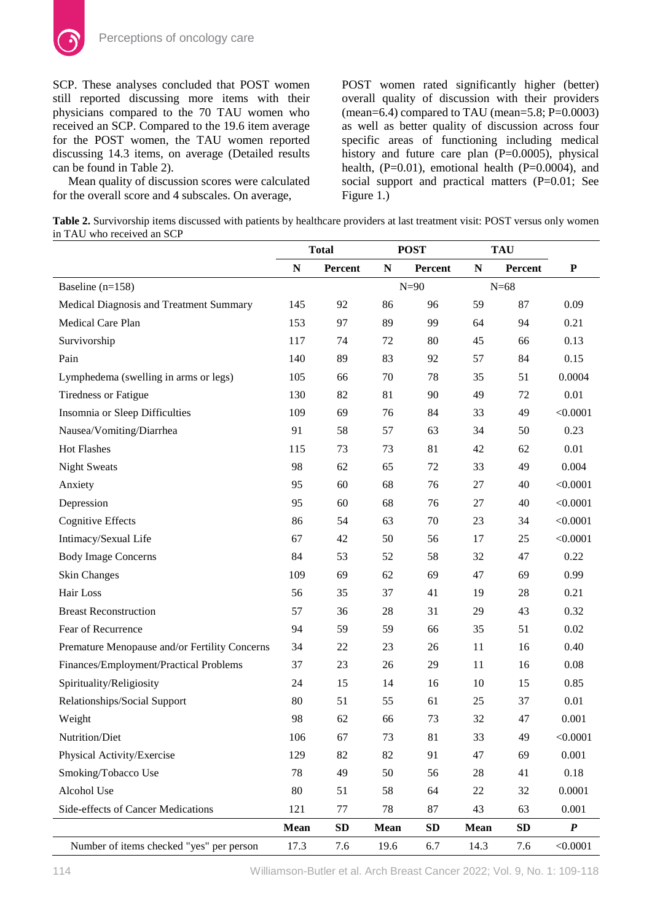SCP. These analyses concluded that POST women still reported discussing more items with their physicians compared to the 70 TAU women who received an SCP. Compared to the 19.6 item average for the POST women, the TAU women reported discussing 14.3 items, on average (Detailed results can be found in Table 2).

Mean quality of discussion scores were calculated for the overall score and 4 subscales. On average, POST women rated significantly higher (better) overall quality of discussion with their providers (mean=6.4) compared to TAU (mean=5.8; P=0.0003) as well as better quality of discussion across four specific areas of functioning including medical history and future care plan (P=0.0005), physical health, (P=0.01), emotional health (P=0.0004), and social support and practical matters (P=0.01; See Figure 1.)

**Table 2.** Survivorship items discussed with patients by healthcare providers at last treatment visit: POST versus only women in TAU who received an SCP

| | Total | | POST | | TAU | | |
|---|---|---|---|---|---|---|---|
| | N | Percent | N | Percent | N | Percent | P |
| Baseline (n=158) | | | N=90 | | N=68 | | |
| Medical Diagnosis and Treatment Summary | 145 | 92 | 86 | 96 | 59 | 87 | 0.09 |
| Medical Care Plan | 153 | 97 | 89 | 99 | 64 | 94 | 0.21 |
| Survivorship | 117 | 74 | 72 | 80 | 45 | 66 | 0.13 |
| Pain | 140 | 89 | 83 | 92 | 57 | 84 | 0.15 |
| Lymphedema (swelling in arms or legs) | 105 | 66 | 70 | 78 | 35 | 51 | 0.0004 |
| Tiredness or Fatigue | 130 | 82 | 81 | 90 | 49 | 72 | 0.01 |
| Insomnia or Sleep Difficulties | 109 | 69 | 76 | 84 | 33 | 49 | <0.0001 |
| Nausea/Vomiting/Diarrhea | 91 | 58 | 57 | 63 | 34 | 50 | 0.23 |
| Hot Flashes | 115 | 73 | 73 | 81 | 42 | 62 | 0.01 |
| Night Sweats | 98 | 62 | 65 | 72 | 33 | 49 | 0.004 |
| Anxiety | 95 | 60 | 68 | 76 | 27 | 40 | <0.0001 |
| Depression | 95 | 60 | 68 | 76 | 27 | 40 | <0.0001 |
| Cognitive Effects | 86 | 54 | 63 | 70 | 23 | 34 | <0.0001 |
| Intimacy/Sexual Life | 67 | 42 | 50 | 56 | 17 | 25 | <0.0001 |
| Body Image Concerns | 84 | 53 | 52 | 58 | 32 | 47 | 0.22 |
| Skin Changes | 109 | 69 | 62 | 69 | 47 | 69 | 0.99 |
| Hair Loss | 56 | 35 | 37 | 41 | 19 | 28 | 0.21 |
| Breast Reconstruction | 57 | 36 | 28 | 31 | 29 | 43 | 0.32 |
| Fear of Recurrence | 94 | 59 | 59 | 66 | 35 | 51 | 0.02 |
| Premature Menopause and/or Fertility Concerns | 34 | 22 | 23 | 26 | 11 | 16 | 0.40 |
| Finances/Employment/Practical Problems | 37 | 23 | 26 | 29 | 11 | 16 | 0.08 |
| Spirituality/Religiosity | 24 | 15 | 14 | 16 | 10 | 15 | 0.85 |
| Relationships/Social Support | 80 | 51 | 55 | 61 | 25 | 37 | 0.01 |
| Weight | 98 | 62 | 66 | 73 | 32 | 47 | 0.001 |
| Nutrition/Diet | 106 | 67 | 73 | 81 | 33 | 49 | <0.0001 |
| Physical Activity/Exercise | 129 | 82 | 82 | 91 | 47 | 69 | 0.001 |
| Smoking/Tobacco Use | 78 | 49 | 50 | 56 | 28 | 41 | 0.18 |
| Alcohol Use | 80 | 51 | 58 | 64 | 22 | 32 | 0.0001 |
| Side-effects of Cancer Medications | 121 | 77 | 78 | 87 | 43 | 63 | 0.001 |
| | **Mean** | **SD** | **Mean** | **SD** | **Mean** | **SD** | ***P*** |
| Number of items checked "yes" per person | 17.3 | 7.6 | 19.6 | 6.7 | 14.3 | 7.6 | <0.0001 |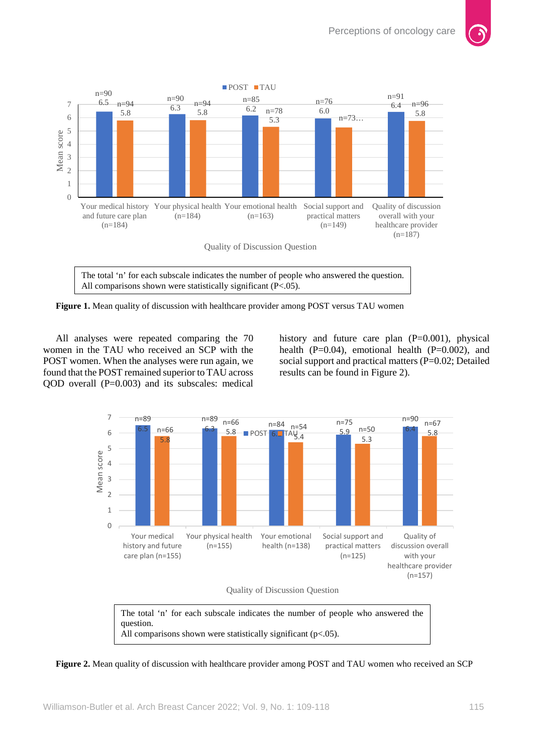**Figure 1.** Mean quality of discussion with healthcare provider among POST versus TAU women

| Quality of Discussion Question | POST | TAU |
|---|---|---|
| Your medical history and future care plan (n=184) | 6.5 (n=90) | 5.8 (n=94) |
| Your physical health (n=184) | 6.3 (n=90) | 5.8 (n=94) |
| Your emotional health (n=163) | 6.2 (n=85) | 5.3 (n=78) |
| Social support and practical matters (n=149) | 6.0 (n=76) | n=73… |
| Quality of discussion overall with your healthcare provider (n=187) | 6.4 (n=91) | 5.8 (n=96) |

The total 'n' for each subscale indicates the number of people who answered the question.
All comparisons shown were statistically significant (P<.05).

All analyses were repeated comparing the 70 women in the TAU who received an SCP with the POST women. When the analyses were run again, we found that the POST remained superior to TAU across QOD overall (P=0.003) and its subscales: medical history and future care plan (P=0.001), physical health (P=0.04), emotional health (P=0.002), and social support and practical matters (P=0.02; Detailed results can be found in Figure 2).

**Figure 2.** Mean quality of discussion with healthcare provider among POST and TAU women who received an SCP

| Quality of Discussion Question | POST | TAU |
|---|---|---|
| Your medical history and future care plan (n=155) | 6.5 (n=89) | 5.8 (n=66) |
| Your physical health (n=155) | 6.3 (n=89) | 5.8 (n=66) |
| Your emotional health (n=138) | 6.2 (n=84) | 5.4 (n=54) |
| Social support and practical matters (n=125) | 5.9 (n=75) | 5.3 (n=50) |
| Quality of discussion overall with your healthcare provider (n=157) | 6.4 (n=90) | 5.8 (n=67) |

The total 'n' for each subscale indicates the number of people who answered the question.
All comparisons shown were statistically significant (p<.05).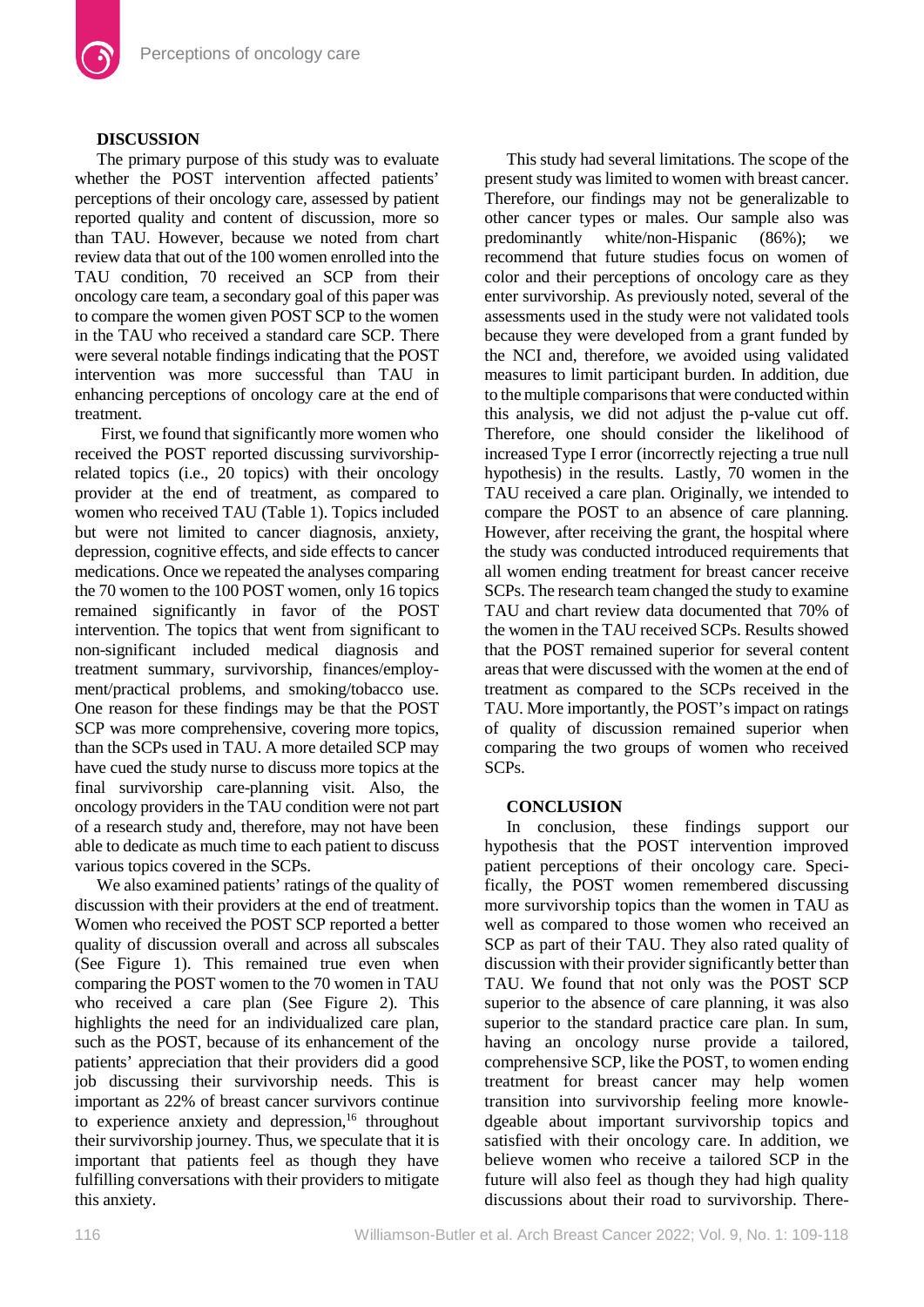## DISCUSSION

The primary purpose of this study was to evaluate whether the POST intervention affected patients' perceptions of their oncology care, assessed by patient reported quality and content of discussion, more so than TAU. However, because we noted from chart review data that out of the 100 women enrolled into the TAU condition, 70 received an SCP from their oncology care team, a secondary goal of this paper was to compare the women given POST SCP to the women in the TAU who received a standard care SCP. There were several notable findings indicating that the POST intervention was more successful than TAU in enhancing perceptions of oncology care at the end of treatment.

First, we found that significantly more women who received the POST reported discussing survivorship-related topics (i.e., 20 topics) with their oncology provider at the end of treatment, as compared to women who received TAU (Table 1). Topics included but were not limited to cancer diagnosis, anxiety, depression, cognitive effects, and side effects to cancer medications. Once we repeated the analyses comparing the 70 women to the 100 POST women, only 16 topics remained significantly in favor of the POST intervention. The topics that went from significant to non-significant included medical diagnosis and treatment summary, survivorship, finances/employment/practical problems, and smoking/tobacco use. One reason for these findings may be that the POST SCP was more comprehensive, covering more topics, than the SCPs used in TAU. A more detailed SCP may have cued the study nurse to discuss more topics at the final survivorship care-planning visit. Also, the oncology providers in the TAU condition were not part of a research study and, therefore, may not have been able to dedicate as much time to each patient to discuss various topics covered in the SCPs.

We also examined patients' ratings of the quality of discussion with their providers at the end of treatment. Women who received the POST SCP reported a better quality of discussion overall and across all subscales (See Figure 1). This remained true even when comparing the POST women to the 70 women in TAU who received a care plan (See Figure 2). This highlights the need for an individualized care plan, such as the POST, because of its enhancement of the patients' appreciation that their providers did a good job discussing their survivorship needs. This is important as 22% of breast cancer survivors continue to experience anxiety and depression,[16] throughout their survivorship journey. Thus, we speculate that it is important that patients feel as though they have fulfilling conversations with their providers to mitigate this anxiety.

This study had several limitations. The scope of the present study was limited to women with breast cancer. Therefore, our findings may not be generalizable to other cancer types or males. Our sample also was predominantly white/non-Hispanic (86%); we recommend that future studies focus on women of color and their perceptions of oncology care as they enter survivorship. As previously noted, several of the assessments used in the study were not validated tools because they were developed from a grant funded by the NCI and, therefore, we avoided using validated measures to limit participant burden. In addition, due to the multiple comparisons that were conducted within this analysis, we did not adjust the p-value cut off. Therefore, one should consider the likelihood of increased Type I error (incorrectly rejecting a true null hypothesis) in the results. Lastly, 70 women in the TAU received a care plan. Originally, we intended to compare the POST to an absence of care planning. However, after receiving the grant, the hospital where the study was conducted introduced requirements that all women ending treatment for breast cancer receive SCPs. The research team changed the study to examine TAU and chart review data documented that 70% of the women in the TAU received SCPs. Results showed that the POST remained superior for several content areas that were discussed with the women at the end of treatment as compared to the SCPs received in the TAU. More importantly, the POST's impact on ratings of quality of discussion remained superior when comparing the two groups of women who received SCPs.

## CONCLUSION

In conclusion, these findings support our hypothesis that the POST intervention improved patient perceptions of their oncology care. Specifically, the POST women remembered discussing more survivorship topics than the women in TAU as well as compared to those women who received an SCP as part of their TAU. They also rated quality of discussion with their provider significantly better than TAU. We found that not only was the POST SCP superior to the absence of care planning, it was also superior to the standard practice care plan. In sum, having an oncology nurse provide a tailored, comprehensive SCP, like the POST, to women ending treatment for breast cancer may help women transition into survivorship feeling more knowledgeable about important survivorship topics and satisfied with their oncology care. In addition, we believe women who receive a tailored SCP in the future will also feel as though they had high quality discussions about their road to survivorship. There-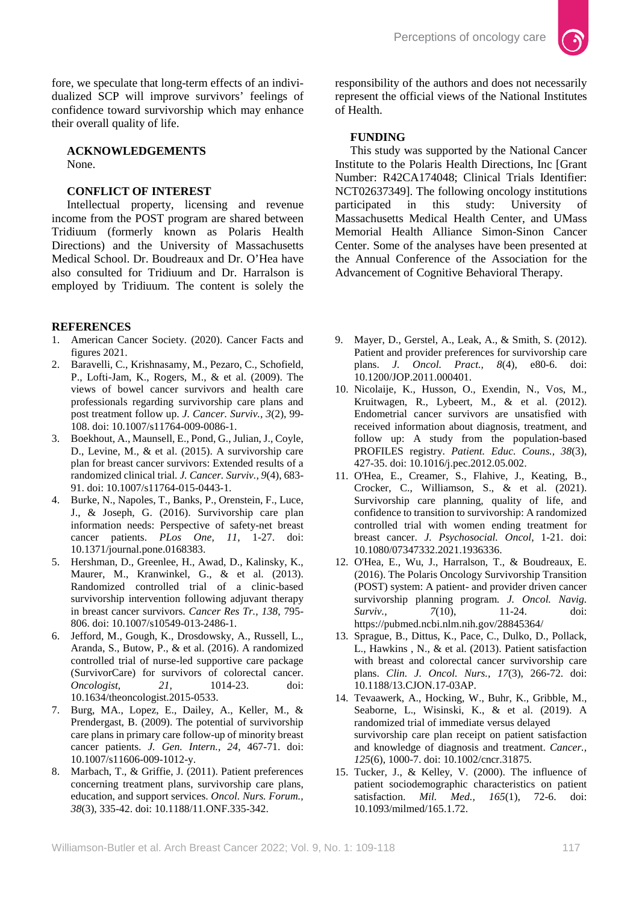fore, we speculate that long-term effects of an individualized SCP will improve survivors' feelings of confidence toward survivorship which may enhance their overall quality of life.

## ACKNOWLEDGEMENTS

None.

## CONFLICT OF INTEREST

Intellectual property, licensing and revenue income from the POST program are shared between Tridiuum (formerly known as Polaris Health Directions) and the University of Massachusetts Medical School. Dr. Boudreaux and Dr. O'Hea have also consulted for Tridiuum and Dr. Harralson is employed by Tridiuum. The content is solely the responsibility of the authors and does not necessarily represent the official views of the National Institutes of Health.

## FUNDING

This study was supported by the National Cancer Institute to the Polaris Health Directions, Inc [Grant Number: R42CA174048; Clinical Trials Identifier: NCT02637349]. The following oncology institutions participated in this study: University of Massachusetts Medical Health Center, and UMass Memorial Health Alliance Simon-Sinon Cancer Center. Some of the analyses have been presented at the Annual Conference of the Association for the Advancement of Cognitive Behavioral Therapy.

## REFERENCES

1. American Cancer Society. (2020). Cancer Facts and figures 2021.
2. Baravelli, C., Krishnasamy, M., Pezaro, C., Schofield, P., Lofti-Jam, K., Rogers, M., & et al. (2009). The views of bowel cancer survivors and health care professionals regarding survivorship care plans and post treatment follow up. *J. Cancer. Surviv.*, *3*(2), 99-108. doi: 10.1007/s11764-009-0086-1.
3. Boekhout, A., Maunsell, E., Pond, G., Julian, J., Coyle, D., Levine, M., & et al. (2015). A survivorship care plan for breast cancer survivors: Extended results of a randomized clinical trial. *J. Cancer. Surviv.*, *9*(4), 683-91. doi: 10.1007/s11764-015-0443-1.
4. Burke, N., Napoles, T., Banks, P., Orenstein, F., Luce, J., & Joseph, G. (2016). Survivorship care plan information needs: Perspective of safety-net breast cancer patients. *PLos One*, *11*, 1-27. doi: 10.1371/journal.pone.0168383.
5. Hershman, D., Greenlee, H., Awad, D., Kalinsky, K., Maurer, M., Kranwinkel, G., & et al. (2013). Randomized controlled trial of a clinic-based survivorship intervention following adjuvant therapy in breast cancer survivors. *Cancer Res Tr.*, *138*, 795-806. doi: 10.1007/s10549-013-2486-1.
6. Jefford, M., Gough, K., Drosdowsky, A., Russell, L., Aranda, S., Butow, P., & et al. (2016). A randomized controlled trial of nurse-led supportive care package (SurvivorCare) for survivors of colorectal cancer. *Oncologist*, *21*, 1014-23. doi: 10.1634/theoncologist.2015-0533.
7. Burg, MA., Lopez, E., Dailey, A., Keller, M., & Prendergast, B. (2009). The potential of survivorship care plans in primary care follow-up of minority breast cancer patients. *J. Gen. Intern.*, *24*, 467-71. doi: 10.1007/s11606-009-1012-y.
8. Marbach, T., & Griffie, J. (2011). Patient preferences concerning treatment plans, survivorship care plans, education, and support services. *Oncol. Nurs. Forum.*, *38*(3), 335-42. doi: 10.1188/11.ONF.335-342.
9. Mayer, D., Gerstel, A., Leak, A., & Smith, S. (2012). Patient and provider preferences for survivorship care plans. *J. Oncol. Pract.*, *8*(4), e80-6. doi: 10.1200/JOP.2011.000401.
10. Nicolaije, K., Husson, O., Exendin, N., Vos, M., Kruitwagen, R., Lybeert, M., & et al. (2012). Endometrial cancer survivors are unsatisfied with received information about diagnosis, treatment, and follow up: A study from the population-based PROFILES registry. *Patient. Educ. Couns.*, *38*(3), 427-35. doi: 10.1016/j.pec.2012.05.002.
11. O'Hea, E., Creamer, S., Flahive, J., Keating, B., Crocker, C., Williamson, S., & et al. (2021). Survivorship care planning, quality of life, and confidence to transition to survivorship: A randomized controlled trial with women ending treatment for breast cancer. *J. Psychosocial. Oncol*, 1-21. doi: 10.1080/07347332.2021.1936336.
12. O'Hea, E., Wu, J., Harralson, T., & Boudreaux, E. (2016). The Polaris Oncology Survivorship Transition (POST) system: A patient- and provider driven cancer survivorship planning program. *J. Oncol. Navig. Surviv.*, *7*(10), 11-24. doi: https://pubmed.ncbi.nlm.nih.gov/28845364/
13. Sprague, B., Dittus, K., Pace, C., Dulko, D., Pollack, L., Hawkins , N., & et al. (2013). Patient satisfaction with breast and colorectal cancer survivorship care plans. *Clin. J. Oncol. Nurs.*, *17*(3), 266-72. doi: 10.1188/13.CJON.17-03AP.
14. Tevaawerk, A., Hocking, W., Buhr, K., Gribble, M., Seaborne, L., Wisinski, K., & et al. (2019). A randomized trial of immediate versus delayed survivorship care plan receipt on patient satisfaction and knowledge of diagnosis and treatment. *Cancer.*, *125*(6), 1000-7. doi: 10.1002/cncr.31875.
15. Tucker, J., & Kelley, V. (2000). The influence of patient sociodemographic characteristics on patient satisfaction. *Mil. Med.*, *165*(1), 72-6. doi: 10.1093/milmed/165.1.72.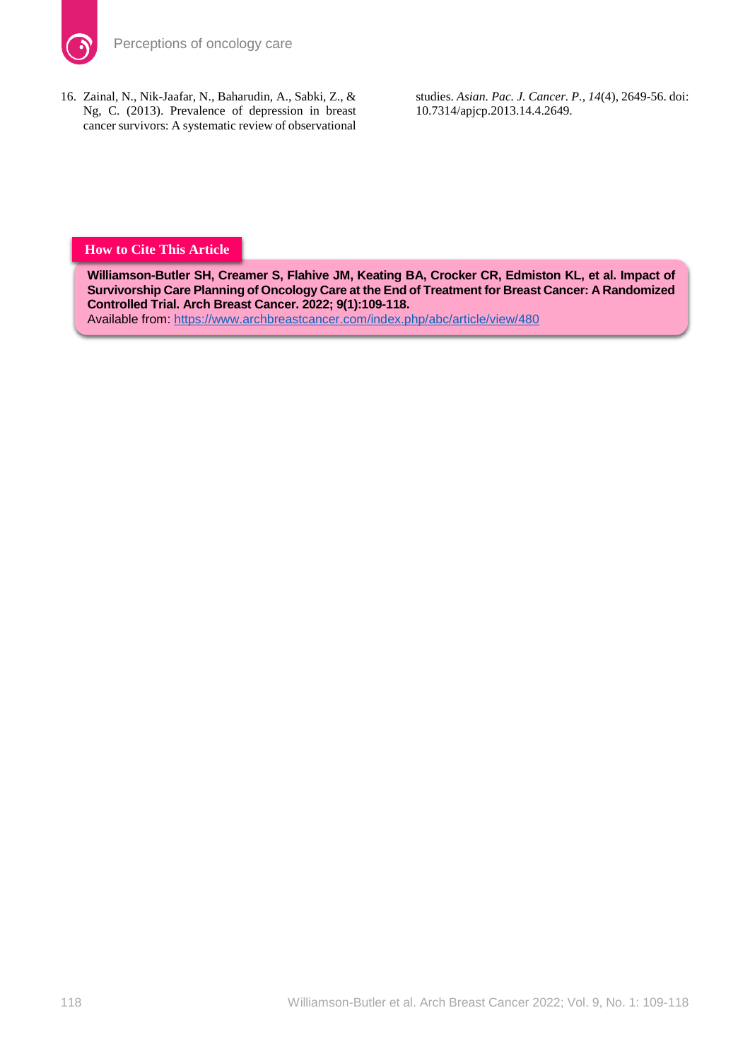16. Zainal, N., Nik-Jaafar, N., Baharudin, A., Sabki, Z., & Ng, C. (2013). Prevalence of depression in breast cancer survivors: A systematic review of observational studies. *Asian. Pac. J. Cancer. P.*, *14*(4), 2649-56. doi: 10.7314/apjcp.2013.14.4.2649.

## How to Cite This Article

**Williamson-Butler SH, Creamer S, Flahive JM, Keating BA, Crocker CR, Edmiston KL, et al. Impact of Survivorship Care Planning of Oncology Care at the End of Treatment for Breast Cancer: A Randomized Controlled Trial. Arch Breast Cancer. 2022; 9(1):109-118.**
Available from: https://www.archbreastcancer.com/index.php/abc/article/view/480